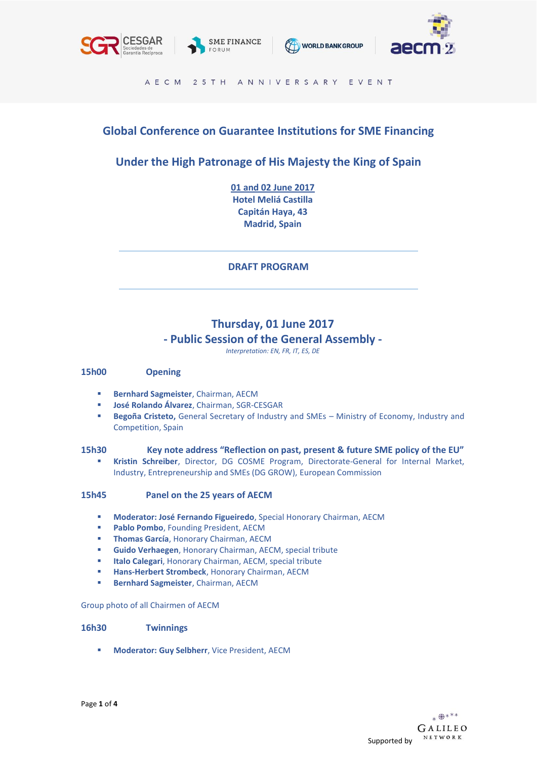AECM 25TH ANNIVERSARY EVENT

# Global Conference on Guarantee Institutions for SME Financing

## Under the High Patronage of His Majesty the King of Spain

**01 and 02 June 2017**
**Hotel Meliá Castilla**
**Capitán Haya, 43**
**Madrid, Spain**

---

## DRAFT PROGRAM

---

## Thursday, 01 June 2017
## - Public Session of the General Assembly -

*Interpretation: EN, FR, IT, ES, DE*

### 15h00 Opening

- **Bernhard Sagmeister**, Chairman, AECM
- **José Rolando Álvarez**, Chairman, SGR-CESGAR
- **Begoña Cristeto,** General Secretary of Industry and SMEs – Ministry of Economy, Industry and Competition, Spain

### 15h30 Key note address "Reflection on past, present & future SME policy of the EU"

- **Kristin Schreiber**, Director, DG COSME Program, Directorate-General for Internal Market, Industry, Entrepreneurship and SMEs (DG GROW), European Commission

### 15h45 Panel on the 25 years of AECM

- **Moderator: José Fernando Figueiredo**, Special Honorary Chairman, AECM
- **Pablo Pombo**, Founding President, AECM
- **Thomas García**, Honorary Chairman, AECM
- **Guido Verhaegen**, Honorary Chairman, AECM, special tribute
- **Italo Calegari**, Honorary Chairman, AECM, special tribute
- **Hans-Herbert Strombeck**, Honorary Chairman, AECM
- **Bernhard Sagmeister**, Chairman, AECM

Group photo of all Chairmen of AECM

### 16h30 Twinnings

- **Moderator: Guy Selbherr**, Vice President, AECM

Supported by GALILEO NETWORK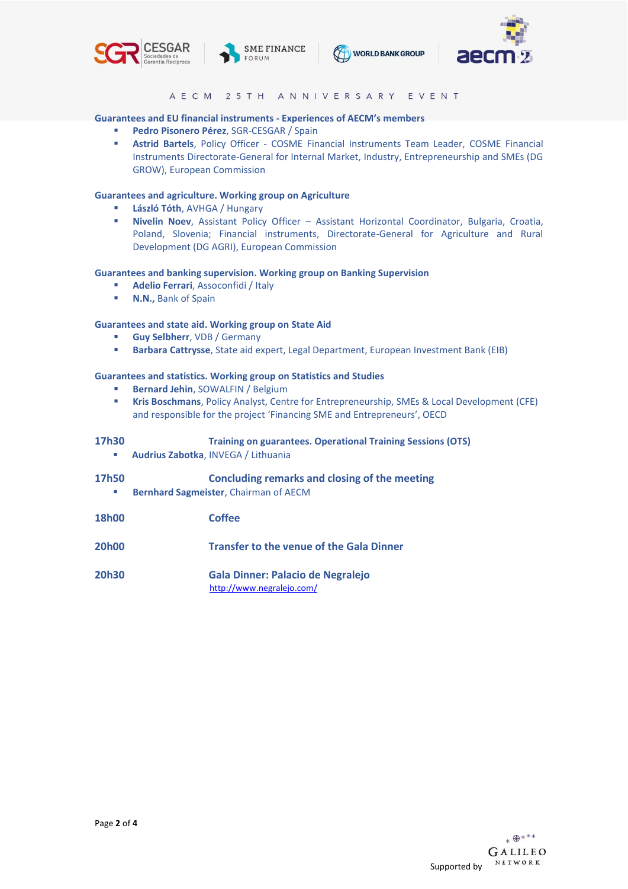**Guarantees and EU financial instruments - Experiences of AECM's members**

- **Pedro Pisonero Pérez**, SGR-CESGAR / Spain
- **Astrid Bartels**, Policy Officer - COSME Financial Instruments Team Leader, COSME Financial Instruments Directorate-General for Internal Market, Industry, Entrepreneurship and SMEs (DG GROW), European Commission

**Guarantees and agriculture. Working group on Agriculture**

- **László Tóth**, AVHGA / Hungary
- **Nivelin Noev**, Assistant Policy Officer – Assistant Horizontal Coordinator, Bulgaria, Croatia, Poland, Slovenia; Financial instruments, Directorate-General for Agriculture and Rural Development (DG AGRI), European Commission

**Guarantees and banking supervision. Working group on Banking Supervision**

- **Adelio Ferrari**, Assoconfidi / Italy
- **N.N.,** Bank of Spain

**Guarantees and state aid. Working group on State Aid**

- **Guy Selbherr**, VDB / Germany
- **Barbara Cattrysse**, State aid expert, Legal Department, European Investment Bank (EIB)

**Guarantees and statistics. Working group on Statistics and Studies**

- **Bernard Jehin**, SOWALFIN / Belgium
- **Kris Boschmans**, Policy Analyst, Centre for Entrepreneurship, SMEs & Local Development (CFE) and responsible for the project 'Financing SME and Entrepreneurs', OECD

**17h30** **Training on guarantees. Operational Training Sessions (OTS)**

- **Audrius Zabotka**, INVEGA / Lithuania

**17h50** **Concluding remarks and closing of the meeting**

- **Bernhard Sagmeister**, Chairman of AECM

**18h00** **Coffee**

**20h00** **Transfer to the venue of the Gala Dinner**

**20h30** **Gala Dinner: Palacio de Negralejo**
http://www.negralejo.com/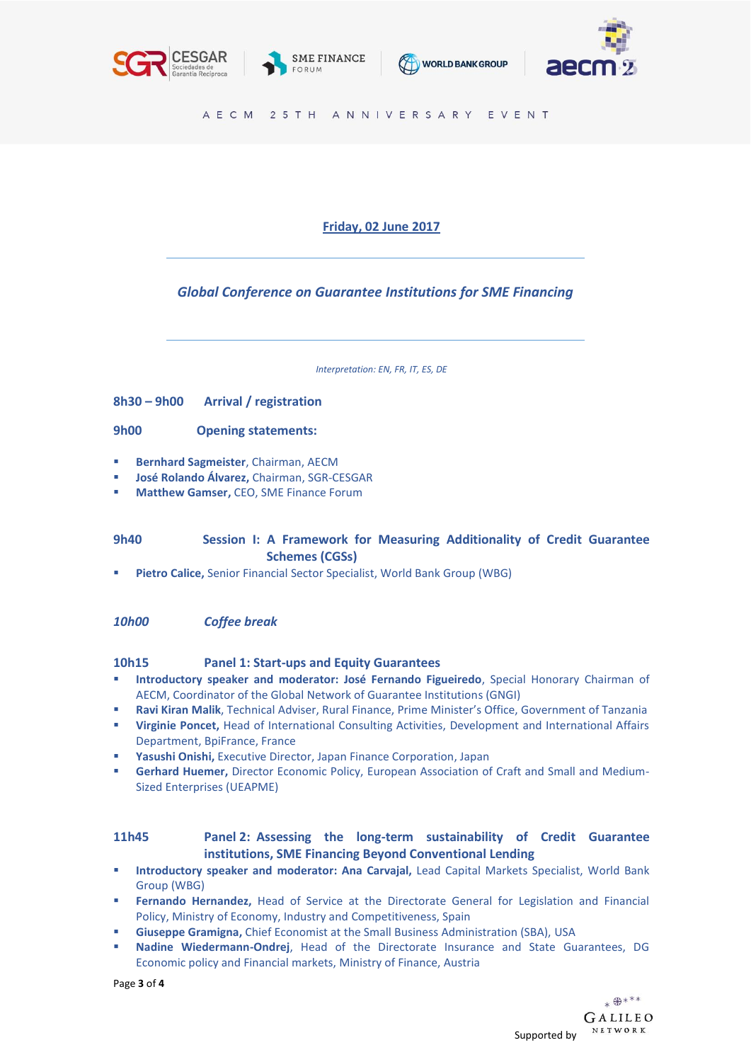AECM 25TH ANNIVERSARY EVENT

**Friday, 02 June 2017**

## *Global Conference on Guarantee Institutions for SME Financing*

*Interpretation: EN, FR, IT, ES, DE*

**8h30 – 9h00 Arrival / registration**

**9h00 Opening statements:**

- **Bernhard Sagmeister**, Chairman, AECM
- **José Rolando Álvarez,** Chairman, SGR-CESGAR
- **Matthew Gamser,** CEO, SME Finance Forum

**9h40 Session I: A Framework for Measuring Additionality of Credit Guarantee Schemes (CGSs)**

- **Pietro Calice,** Senior Financial Sector Specialist, World Bank Group (WBG)

*10h00 Coffee break*

**10h15 Panel 1: Start-ups and Equity Guarantees**

- **Introductory speaker and moderator: José Fernando Figueiredo**, Special Honorary Chairman of AECM, Coordinator of the Global Network of Guarantee Institutions (GNGI)
- **Ravi Kiran Malik**, Technical Adviser, Rural Finance, Prime Minister's Office, Government of Tanzania
- **Virginie Poncet,** Head of International Consulting Activities, Development and International Affairs Department, BpiFrance, France
- **Yasushi Onishi,** Executive Director, Japan Finance Corporation, Japan
- **Gerhard Huemer,** Director Economic Policy, European Association of Craft and Small and Medium-Sized Enterprises (UEAPME)

**11h45 Panel 2: Assessing the long-term sustainability of Credit Guarantee institutions, SME Financing Beyond Conventional Lending**

- **Introductory speaker and moderator: Ana Carvajal,** Lead Capital Markets Specialist, World Bank Group (WBG)
- **Fernando Hernandez,** Head of Service at the Directorate General for Legislation and Financial Policy, Ministry of Economy, Industry and Competitiveness, Spain
- **Giuseppe Gramigna,** Chief Economist at the Small Business Administration (SBA), USA
- **Nadine Wiedermann-Ondrej**, Head of the Directorate Insurance and State Guarantees, DG Economic policy and Financial markets, Ministry of Finance, Austria

Supported by GALILEO NETWORK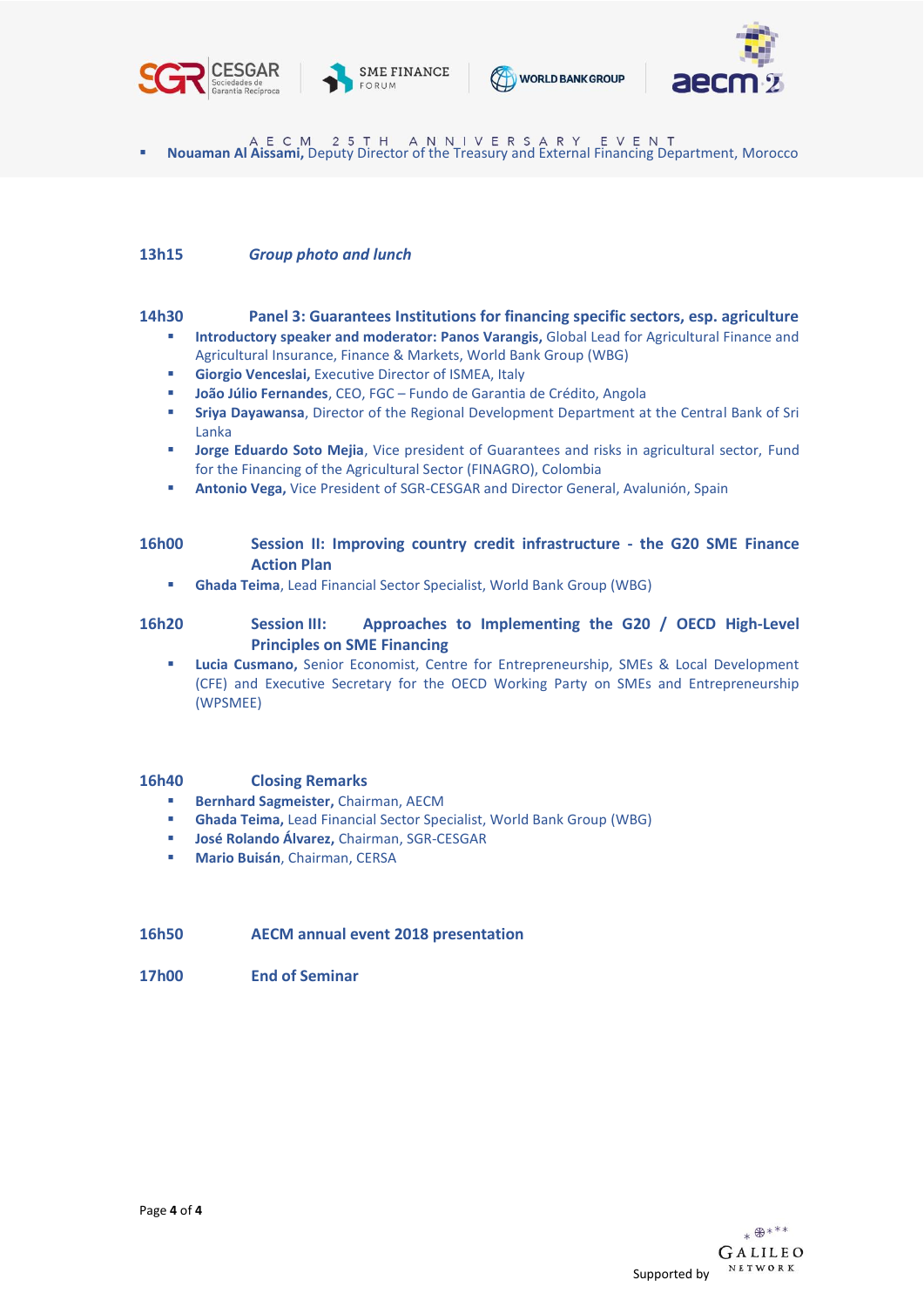- **Nouaman Al Aissami,** Deputy Director of the Treasury and External Financing Department, Morocco

**13h15** *Group photo and lunch*

**14h30** **Panel 3: Guarantees Institutions for financing specific sectors, esp. agriculture**

- **Introductory speaker and moderator: Panos Varangis,** Global Lead for Agricultural Finance and Agricultural Insurance, Finance & Markets, World Bank Group (WBG)
- **Giorgio Venceslai,** Executive Director of ISMEA, Italy
- **João Júlio Fernandes**, CEO, FGC – Fundo de Garantia de Crédito, Angola
- **Sriya Dayawansa**, Director of the Regional Development Department at the Central Bank of Sri Lanka
- **Jorge Eduardo Soto Mejia**, Vice president of Guarantees and risks in agricultural sector, Fund for the Financing of the Agricultural Sector (FINAGRO), Colombia
- **Antonio Vega,** Vice President of SGR-CESGAR and Director General, Avalunión, Spain

**16h00** **Session II: Improving country credit infrastructure - the G20 SME Finance Action Plan**

- **Ghada Teima**, Lead Financial Sector Specialist, World Bank Group (WBG)

**16h20** **Session III: Approaches to Implementing the G20 / OECD High-Level Principles on SME Financing**

- **Lucia Cusmano,** Senior Economist, Centre for Entrepreneurship, SMEs & Local Development (CFE) and Executive Secretary for the OECD Working Party on SMEs and Entrepreneurship (WPSMEE)

**16h40** **Closing Remarks**

- **Bernhard Sagmeister,** Chairman, AECM
- **Ghada Teima,** Lead Financial Sector Specialist, World Bank Group (WBG)
- **José Rolando Álvarez,** Chairman, SGR-CESGAR
- **Mario Buisán**, Chairman, CERSA

**16h50** **AECM annual event 2018 presentation**

**17h00** **End of Seminar**

Supported by GALILEO NETWORK